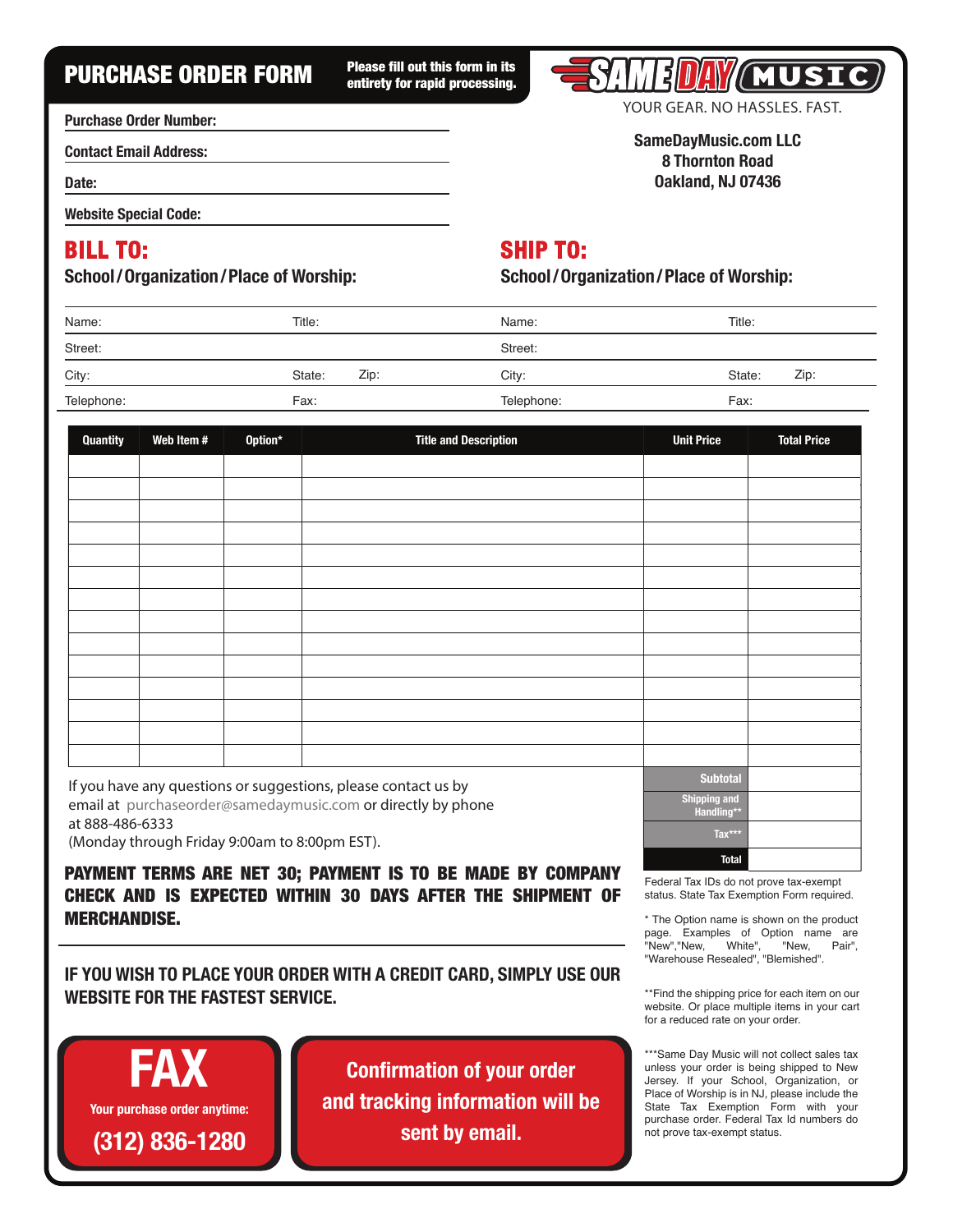# PURCHASE ORDER FORM

**Please fill out this form in its entirety for rapid processing.**

SAME DAY MUSIC

YOUR GEAR. NO HASSLES. FAST.

**Purchase Order Number:**

**Contact Email Address:**

**Date:**

**Website Special Code:**

**SameDayMusic.com LLC**
**8 Thornton Road**
**Oakland, NJ 07436**

## BILL TO:

**School / Organization / Place of Worship:**

Name: Title:

Street:

City: State: Zip:

Telephone: Fax:

## SHIP TO:

**School / Organization / Place of Worship:**

Name: Title:

Street:

City: State: Zip:

Telephone: Fax:

| Quantity | Web Item # | Option* | Title and Description | Unit Price | Total Price |
|---|---|---|---|---|---|
| | | | | | |
| | | | | | |
| | | | | | |
| | | | | | |
| | | | | | |
| | | | | | |
| | | | | | |
| | | | | | |
| | | | | | |
| | | | | | |
| | | | | | |
| | | | | | |
| | | | | | |
| | | | | | |
| | | | | Subtotal | |
| | | | | Shipping and Handling** | |
| | | | | Tax*** | |
| | | | | Total | |

If you have any questions or suggestions, please contact us by email at purchaseorder@samedaymusic.com or directly by phone at 888-486-6333
(Monday through Friday 9:00am to 8:00pm EST).

**PAYMENT TERMS ARE NET 30; PAYMENT IS TO BE MADE BY COMPANY CHECK AND IS EXPECTED WITHIN 30 DAYS AFTER THE SHIPMENT OF MERCHANDISE.**

**IF YOU WISH TO PLACE YOUR ORDER WITH A CREDIT CARD, SIMPLY USE OUR WEBSITE FOR THE FASTEST SERVICE.**

Federal Tax IDs do not prove tax-exempt status. State Tax Exemption Form required.

* The Option name is shown on the product page. Examples of Option name are "New","New, White", "New, Pair", "Warehouse Resealed", "Blemished".

**Find the shipping price for each item on our website. Or place multiple items in your cart for a reduced rate on your order.

***Same Day Music will not collect sales tax unless your order is being shipped to New Jersey. If your School, Organization, or Place of Worship is in NJ, please include the State Tax Exemption Form with your purchase order. Federal Tax Id numbers do not prove tax-exempt status.

**FAX**

**Your purchase order anytime:**

**(312) 836-1280**

**Confirmation of your order and tracking information will be sent by email.**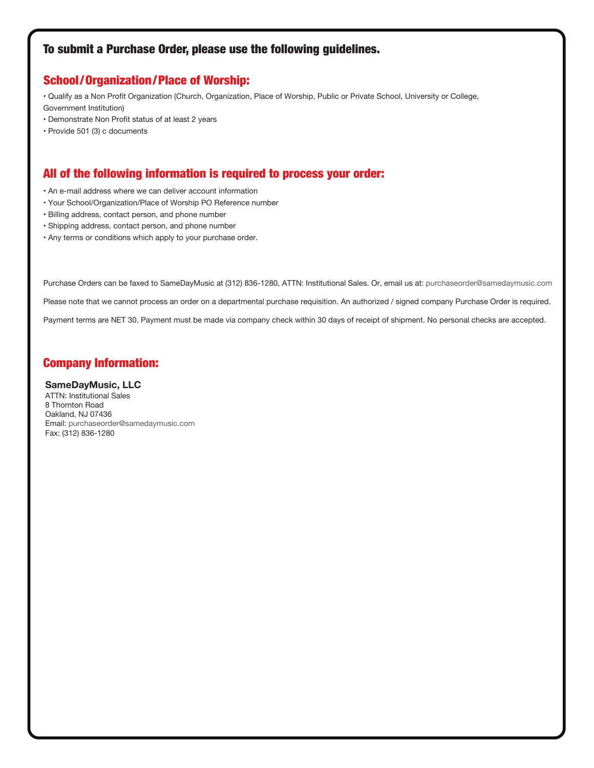## To submit a Purchase Order, please use the following guidelines.

### School/Organization/Place of Worship:

- Qualify as a Non Profit Organization (Church, Organization, Place of Worship, Public or Private School, University or College, Government Institution)
- Demonstrate Non Profit status of at least 2 years
- Provide 501 (3) c documents

### All of the following information is required to process your order:

- An e-mail address where we can deliver account information
- Your School/Organization/Place of Worship PO Reference number
- Billing address, contact person, and phone number
- Shipping address, contact person, and phone number
- Any terms or conditions which apply to your purchase order.

Purchase Orders can be faxed to SameDayMusic at (312) 836-1280, ATTN: Institutional Sales. Or, email us at: purchaseorder@samedaymusic.com

Please note that we cannot process an order on a departmental purchase requisition. An authorized / signed company Purchase Order is required.

Payment terms are NET 30. Payment must be made via company check within 30 days of receipt of shipment. No personal checks are accepted.

### Company Information:

**SameDayMusic, LLC**
ATTN: Institutional Sales
8 Thornton Road
Oakland, NJ 07436
Email: purchaseorder@samedaymusic.com
Fax: (312) 836-1280